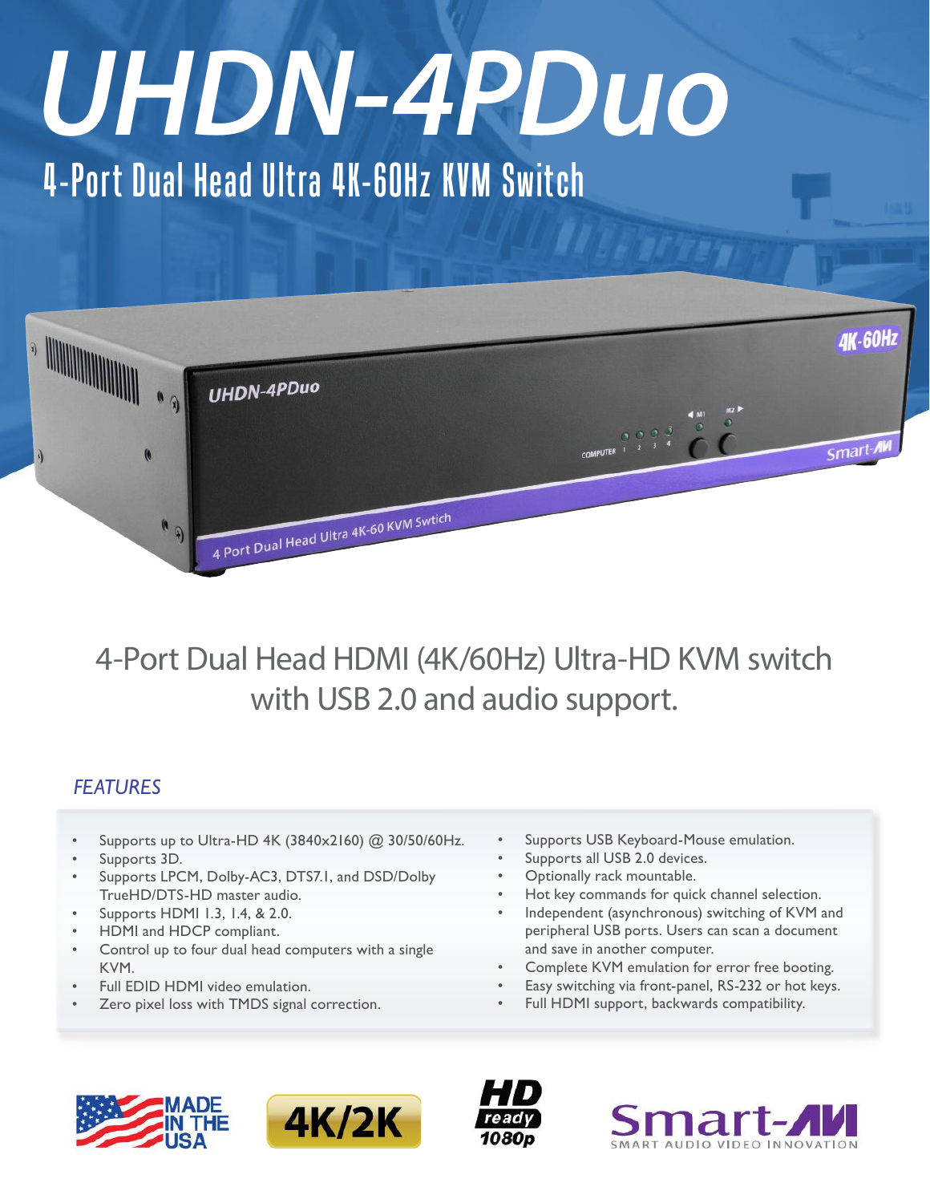# UHDN-4PDuo

## 4-Port Dual Head Ultra 4K-60Hz KVM Switch

4-Port Dual Head HDMI (4K/60Hz) Ultra-HD KVM switch with USB 2.0 and audio support.

### FEATURES

- Supports up to Ultra-HD 4K (3840x2160) @ 30/50/60Hz.
- Supports 3D.
- Supports LPCM, Dolby-AC3, DTS7.1, and DSD/Dolby TrueHD/DTS-HD master audio.
- Supports HDMI 1.3, 1.4, & 2.0.
- HDMI and HDCP compliant.
- Control up to four dual head computers with a single KVM.
- Full EDID HDMI video emulation.
- Zero pixel loss with TMDS signal correction.
- Supports USB Keyboard-Mouse emulation.
- Supports all USB 2.0 devices.
- Optionally rack mountable.
- Hot key commands for quick channel selection.
- Independent (asynchronous) switching of KVM and peripheral USB ports. Users can scan a document and save in another computer.
- Complete KVM emulation for error free booting.
- Easy switching via front-panel, RS-232 or hot keys.
- Full HDMI support, backwards compatibility.

MADE IN THE USA | 4K/2K | HD ready 1080p | Smart-AVI SMART AUDIO VIDEO INNOVATION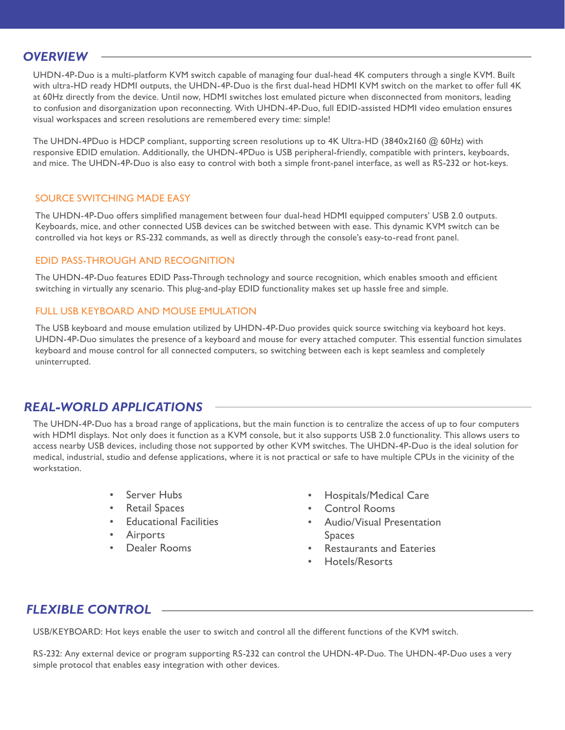## OVERVIEW

UHDN-4P-Duo is a multi-platform KVM switch capable of managing four dual-head 4K computers through a single KVM. Built with ultra-HD ready HDMI outputs, the UHDN-4P-Duo is the first dual-head HDMI KVM switch on the market to offer full 4K at 60Hz directly from the device. Until now, HDMI switches lost emulated picture when disconnected from monitors, leading to confusion and disorganization upon reconnecting. With UHDN-4P-Duo, full EDID-assisted HDMI video emulation ensures visual workspaces and screen resolutions are remembered every time: simple!

The UHDN-4PDuo is HDCP compliant, supporting screen resolutions up to 4K Ultra-HD (3840x2160 @ 60Hz) with responsive EDID emulation. Additionally, the UHDN-4PDuo is USB peripheral-friendly, compatible with printers, keyboards, and mice. The UHDN-4P-Duo is also easy to control with both a simple front-panel interface, as well as RS-232 or hot-keys.

### SOURCE SWITCHING MADE EASY

The UHDN-4P-Duo offers simplified management between four dual-head HDMI equipped computers' USB 2.0 outputs. Keyboards, mice, and other connected USB devices can be switched between with ease. This dynamic KVM switch can be controlled via hot keys or RS-232 commands, as well as directly through the console's easy-to-read front panel.

### EDID PASS-THROUGH AND RECOGNITION

The UHDN-4P-Duo features EDID Pass-Through technology and source recognition, which enables smooth and efficient switching in virtually any scenario. This plug-and-play EDID functionality makes set up hassle free and simple.

### FULL USB KEYBOARD AND MOUSE EMULATION

The USB keyboard and mouse emulation utilized by UHDN-4P-Duo provides quick source switching via keyboard hot keys. UHDN-4P-Duo simulates the presence of a keyboard and mouse for every attached computer. This essential function simulates keyboard and mouse control for all connected computers, so switching between each is kept seamless and completely uninterrupted.

## REAL-WORLD APPLICATIONS

The UHDN-4P-Duo has a broad range of applications, but the main function is to centralize the access of up to four computers with HDMI displays. Not only does it function as a KVM console, but it also supports USB 2.0 functionality. This allows users to access nearby USB devices, including those not supported by other KVM switches. The UHDN-4P-Duo is the ideal solution for medical, industrial, studio and defense applications, where it is not practical or safe to have multiple CPUs in the vicinity of the workstation.

- Server Hubs
- Retail Spaces
- Educational Facilities
- Airports
- Dealer Rooms
- Hospitals/Medical Care
- Control Rooms
- Audio/Visual Presentation Spaces
- Restaurants and Eateries
- Hotels/Resorts

## FLEXIBLE CONTROL

USB/KEYBOARD: Hot keys enable the user to switch and control all the different functions of the KVM switch.

RS-232: Any external device or program supporting RS-232 can control the UHDN-4P-Duo. The UHDN-4P-Duo uses a very simple protocol that enables easy integration with other devices.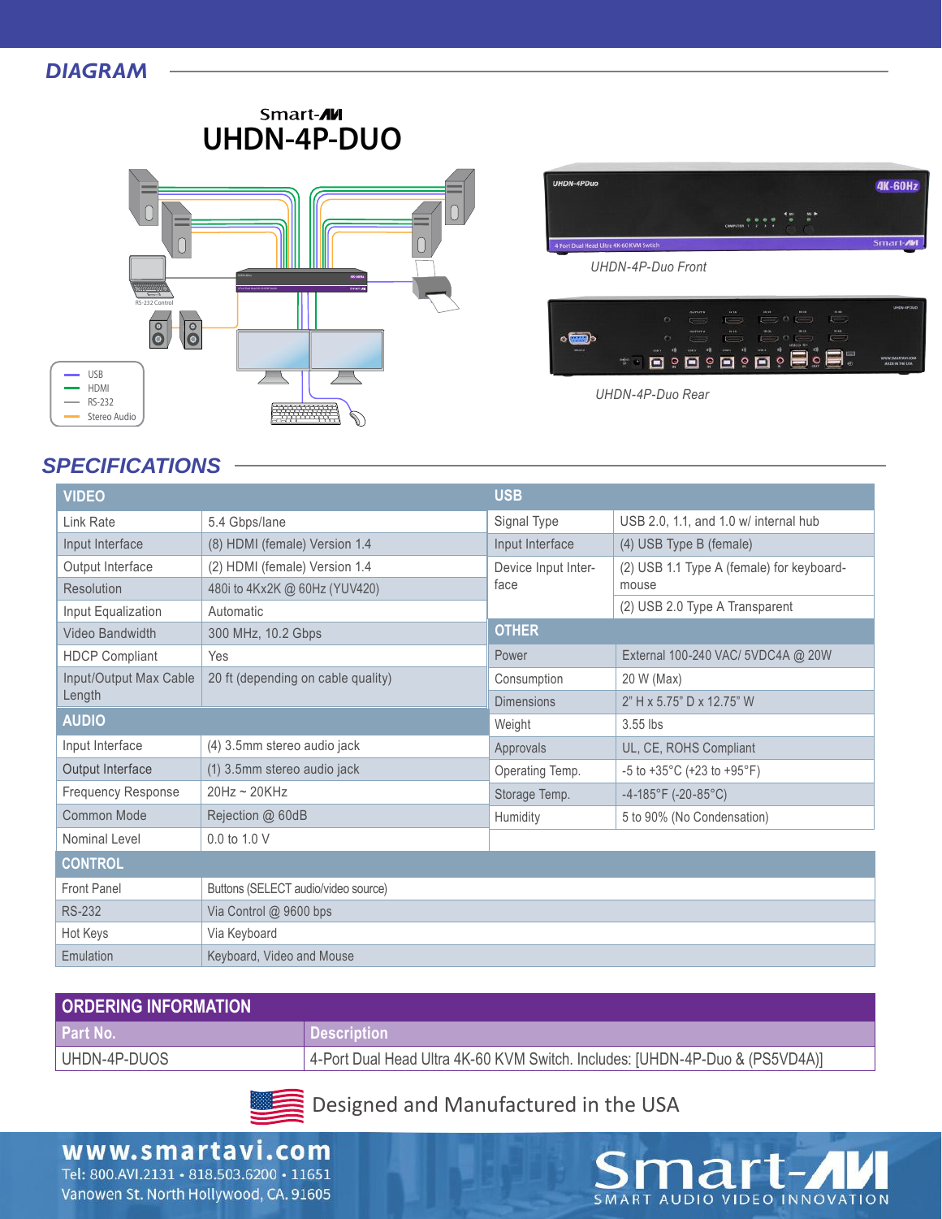## DIAGRAM

Smart-AVI

UHDN-4P-DUO

RS-232 Control

USB
HDMI
RS-232
Stereo Audio

UHDN-4P-Duo Front

UHDN-4P-Duo Rear

## SPECIFICATIONS

| VIDEO | |
|---|---|
| Link Rate | 5.4 Gbps/lane |
| Input Interface | (8) HDMI (female) Version 1.4 |
| Output Interface | (2) HDMI (female) Version 1.4 |
| Resolution | 480i to 4Kx2K @ 60Hz (YUV420) |
| Input Equalization | Automatic |
| Video Bandwidth | 300 MHz, 10.2 Gbps |
| HDCP Compliant | Yes |
| Input/Output Max Cable Length | 20 ft (depending on cable quality) |

| AUDIO | |
|---|---|
| Input Interface | (4) 3.5mm stereo audio jack |
| Output Interface | (1) 3.5mm stereo audio jack |
| Frequency Response | 20Hz ~ 20KHz |
| Common Mode | Rejection @ 60dB |
| Nominal Level | 0.0 to 1.0 V |

| USB | |
|---|---|
| Signal Type | USB 2.0, 1.1, and 1.0 w/ internal hub |
| Input Interface | (4) USB Type B (female) |
| Device Input Interface | (2) USB 1.1 Type A (female) for keyboard-mouse |
| | (2) USB 2.0 Type A Transparent |

| OTHER | |
|---|---|
| Power | External 100-240 VAC/ 5VDC4A @ 20W |
| Consumption | 20 W (Max) |
| Dimensions | 2" H x 5.75" D x 12.75" W |
| Weight | 3.55 lbs |
| Approvals | UL, CE, ROHS Compliant |
| Operating Temp. | -5 to +35°C (+23 to +95°F) |
| Storage Temp. | -4-185°F (-20-85°C) |
| Humidity | 5 to 90% (No Condensation) |

| CONTROL | |
|---|---|
| Front Panel | Buttons (SELECT audio/video source) |
| RS-232 | Via Control @ 9600 bps |
| Hot Keys | Via Keyboard |
| Emulation | Keyboard, Video and Mouse |

## ORDERING INFORMATION

| Part No. | Description |
|---|---|
| UHDN-4P-DUOS | 4-Port Dual Head Ultra 4K-60 KVM Switch. Includes: [UHDN-4P-Duo & (PS5VD4A)] |

Designed and Manufactured in the USA

**www.smartavi.com**
Tel: 800.AVI.2131 • 818.503.6200 • 11651 Vanowen St. North Hollywood, CA. 91605

Smart-AVI
SMART AUDIO VIDEO INNOVATION